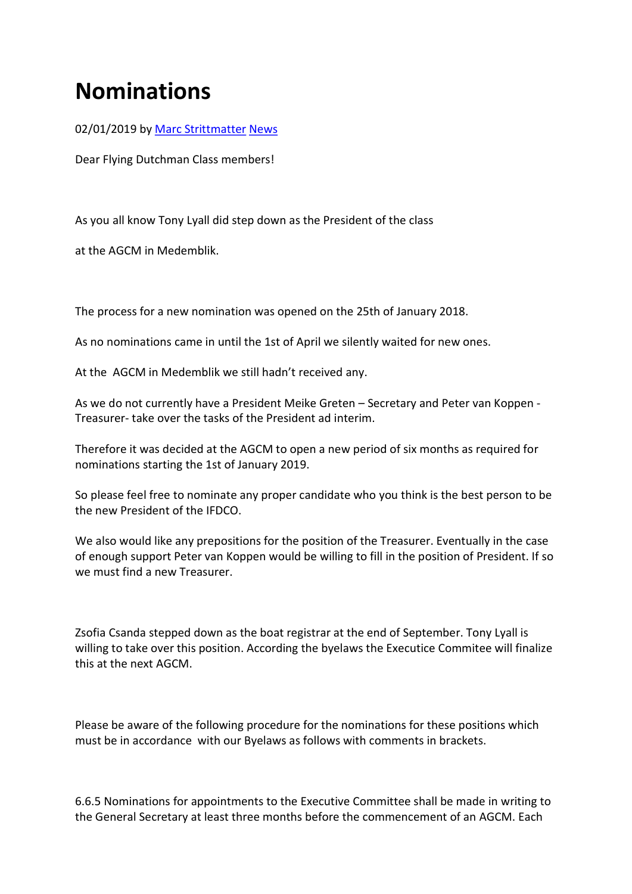# Nominations

02/01/2019 by Marc Strittmatter News

Dear Flying Dutchman Class members!

As you all know Tony Lyall did step down as the President of the class

at the AGCM in Medemblik.

The process for a new nomination was opened on the 25th of January 2018.

As no nominations came in until the 1st of April we silently waited for new ones.

At the AGCM in Medemblik we still hadn't received any.

As we do not currently have a President Meike Greten – Secretary and Peter van Koppen - Treasurer- take over the tasks of the President ad interim.

Therefore it was decided at the AGCM to open a new period of six months as required for nominations starting the 1st of January 2019.

So please feel free to nominate any proper candidate who you think is the best person to be the new President of the IFDCO.

We also would like any prepositions for the position of the Treasurer. Eventually in the case of enough support Peter van Koppen would be willing to fill in the position of President. If so we must find a new Treasurer.

Zsofia Csanda stepped down as the boat registrar at the end of September. Tony Lyall is willing to take over this position. According the byelaws the Executice Commitee will finalize this at the next AGCM.

Please be aware of the following procedure for the nominations for these positions which must be in accordance with our Byelaws as follows with comments in brackets.

6.6.5 Nominations for appointments to the Executive Committee shall be made in writing to the General Secretary at least three months before the commencement of an AGCM. Each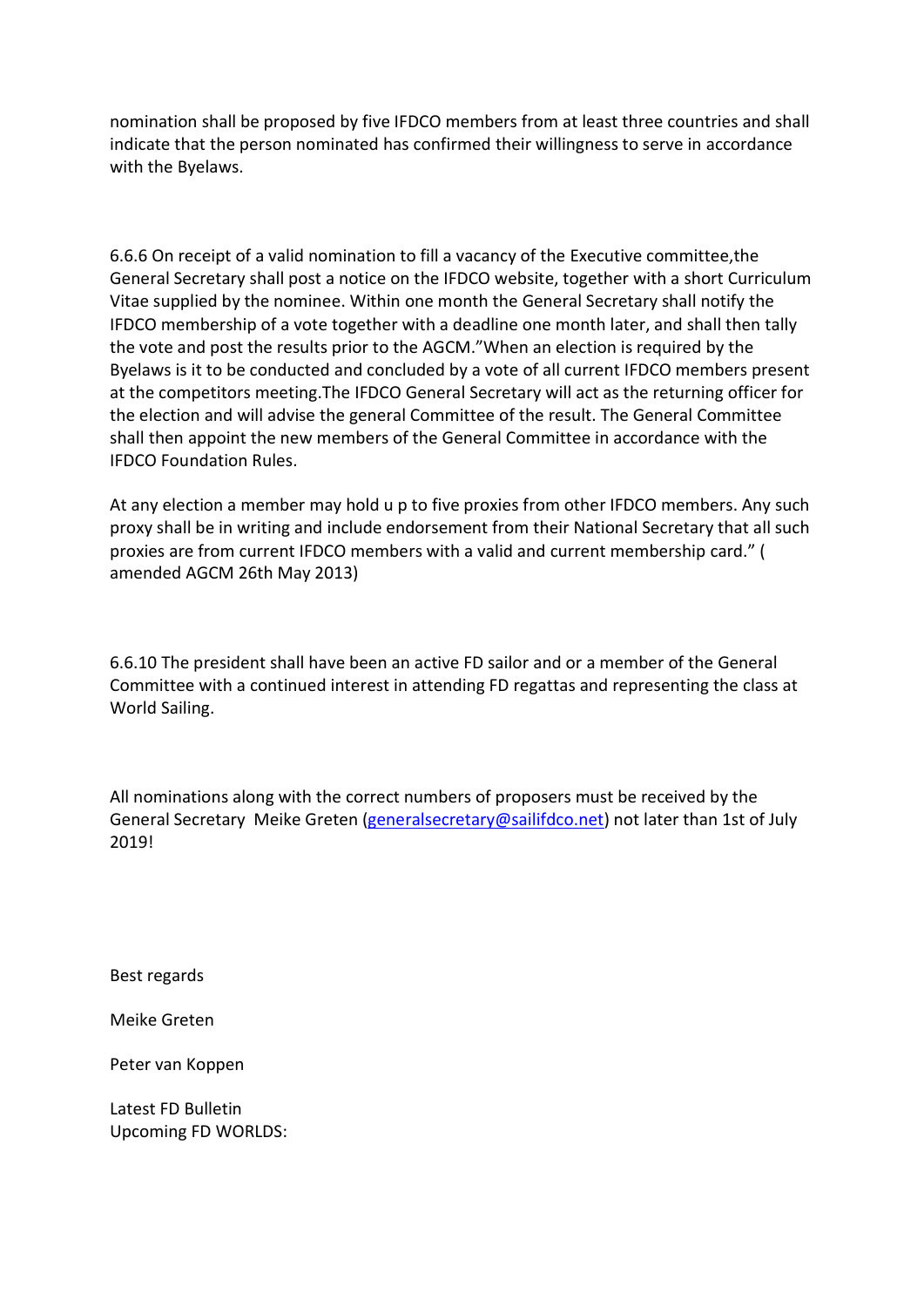nomination shall be proposed by five IFDCO members from at least three countries and shall indicate that the person nominated has confirmed their willingness to serve in accordance with the Byelaws.

6.6.6 On receipt of a valid nomination to fill a vacancy of the Executive committee,the General Secretary shall post a notice on the IFDCO website, together with a short Curriculum Vitae supplied by the nominee. Within one month the General Secretary shall notify the IFDCO membership of a vote together with a deadline one month later, and shall then tally the vote and post the results prior to the AGCM."When an election is required by the Byelaws is it to be conducted and concluded by a vote of all current IFDCO members present at the competitors meeting.The IFDCO General Secretary will act as the returning officer for the election and will advise the general Committee of the result. The General Committee shall then appoint the new members of the General Committee in accordance with the IFDCO Foundation Rules.

At any election a member may hold u p to five proxies from other IFDCO members. Any such proxy shall be in writing and include endorsement from their National Secretary that all such proxies are from current IFDCO members with a valid and current membership card." ( amended AGCM 26th May 2013)

6.6.10 The president shall have been an active FD sailor and or a member of the General Committee with a continued interest in attending FD regattas and representing the class at World Sailing.

All nominations along with the correct numbers of proposers must be received by the General Secretary  Meike Greten (generalsecretary@sailifdco.net) not later than 1st of July 2019!

Best regards

Meike Greten

Peter van Koppen

Latest FD Bulletin
Upcoming FD WORLDS: